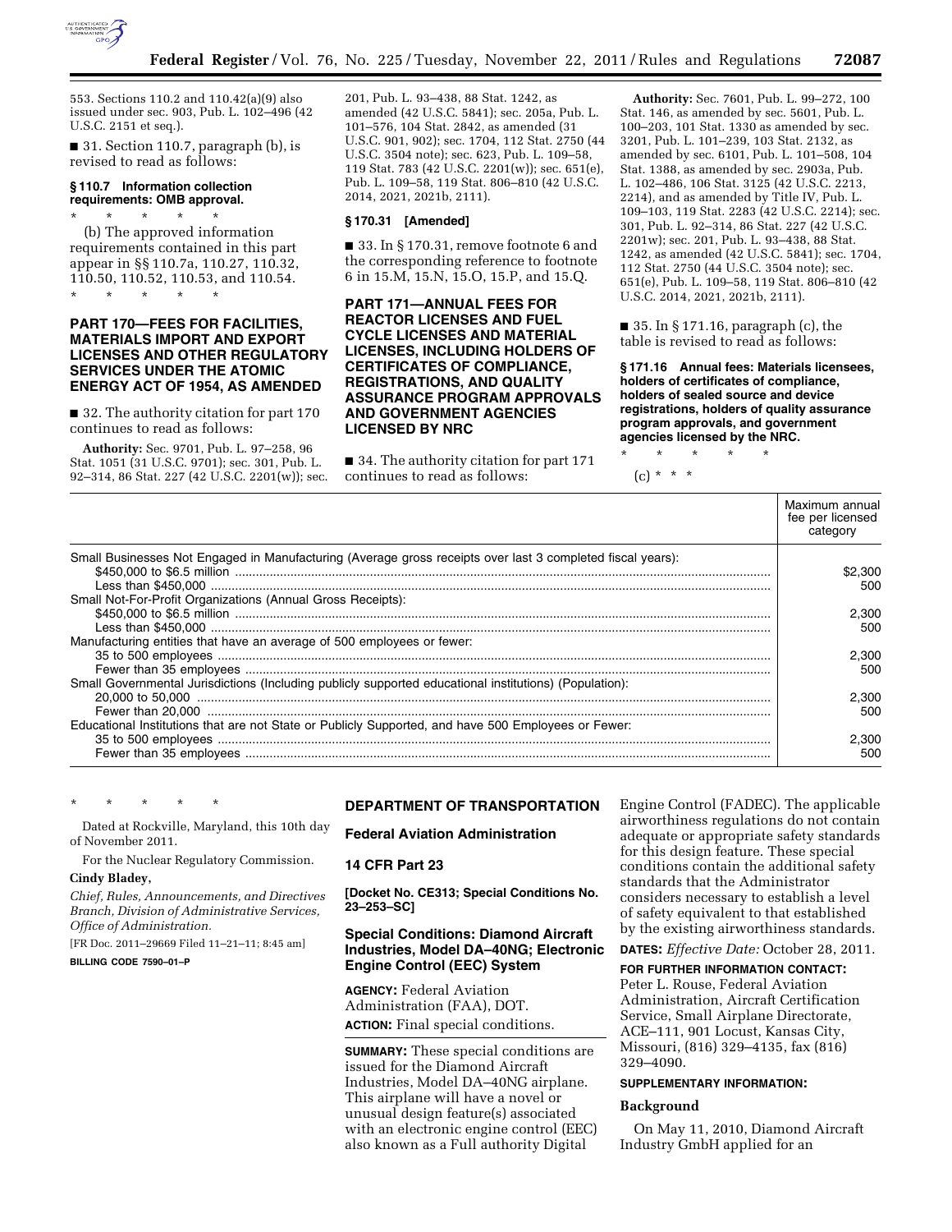553. Sections 110.2 and 110.42(a)(9) also issued under sec. 903, Pub. L. 102–496 (42 U.S.C. 2151 et seq.).

■ 31. Section 110.7, paragraph (b), is revised to read as follows:

**§ 110.7 Information collection requirements: OMB approval.**

\* \* \* \* \*

(b) The approved information requirements contained in this part appear in §§ 110.7a, 110.27, 110.32, 110.50, 110.52, 110.53, and 110.54.

\* \* \* \* \*

## PART 170—FEES FOR FACILITIES, MATERIALS IMPORT AND EXPORT LICENSES AND OTHER REGULATORY SERVICES UNDER THE ATOMIC ENERGY ACT OF 1954, AS AMENDED

■ 32. The authority citation for part 170 continues to read as follows:

**Authority:** Sec. 9701, Pub. L. 97–258, 96 Stat. 1051 (31 U.S.C. 9701); sec. 301, Pub. L. 92–314, 86 Stat. 227 (42 U.S.C. 2201(w)); sec. 201, Pub. L. 93–438, 88 Stat. 1242, as amended (42 U.S.C. 5841); sec. 205a, Pub. L. 101–576, 104 Stat. 2842, as amended (31 U.S.C. 901, 902); sec. 1704, 112 Stat. 2750 (44 U.S.C. 3504 note); sec. 623, Pub. L. 109–58, 119 Stat. 783 (42 U.S.C. 2201(w)); sec. 651(e), Pub. L. 109–58, 119 Stat. 806–810 (42 U.S.C. 2014, 2021, 2021b, 2111).

**§ 170.31 [Amended]**

■ 33. In § 170.31, remove footnote 6 and the corresponding reference to footnote 6 in 15.M, 15.N, 15.O, 15.P, and 15.Q.

## PART 171—ANNUAL FEES FOR REACTOR LICENSES AND FUEL CYCLE LICENSES AND MATERIAL LICENSES, INCLUDING HOLDERS OF CERTIFICATES OF COMPLIANCE, REGISTRATIONS, AND QUALITY ASSURANCE PROGRAM APPROVALS AND GOVERNMENT AGENCIES LICENSED BY NRC

■ 34. The authority citation for part 171 continues to read as follows:

**Authority:** Sec. 7601, Pub. L. 99–272, 100 Stat. 146, as amended by sec. 5601, Pub. L. 100–203, 101 Stat. 1330 as amended by sec. 3201, Pub. L. 101–239, 103 Stat. 2132, as amended by sec. 6101, Pub. L. 101–508, 104 Stat. 1388, as amended by sec. 2903a, Pub. L. 102–486, 106 Stat. 3125 (42 U.S.C. 2213, 2214), and as amended by Title IV, Pub. L. 109–103, 119 Stat. 2283 (42 U.S.C. 2214); sec. 301, Pub. L. 92–314, 86 Stat. 227 (42 U.S.C. 2201w); sec. 201, Pub. L. 93–438, 88 Stat. 1242, as amended (42 U.S.C. 5841); sec. 1704, 112 Stat. 2750 (44 U.S.C. 3504 note); sec. 651(e), Pub. L. 109–58, 119 Stat. 806–810 (42 U.S.C. 2014, 2021, 2021b, 2111).

■ 35. In § 171.16, paragraph (c), the table is revised to read as follows:

**§ 171.16 Annual fees: Materials licensees, holders of certificates of compliance, holders of sealed source and device registrations, holders of quality assurance program approvals, and government agencies licensed by the NRC.**

\* \* \* \* \*

(c) \* \* \*

| | Maximum annual fee per licensed category |
|---|---|
| Small Businesses Not Engaged in Manufacturing (Average gross receipts over last 3 completed fiscal years): | |
| $450,000 to $6.5 million | $2,300 |
| Less than $450,000 | 500 |
| Small Not-For-Profit Organizations (Annual Gross Receipts): | |
| $450,000 to $6.5 million | 2,300 |
| Less than $450,000 | 500 |
| Manufacturing entities that have an average of 500 employees or fewer: | |
| 35 to 500 employees | 2,300 |
| Fewer than 35 employees | 500 |
| Small Governmental Jurisdictions (Including publicly supported educational institutions) (Population): | |
| 20,000 to 50,000 | 2,300 |
| Fewer than 20,000 | 500 |
| Educational Institutions that are not State or Publicly Supported, and have 500 Employees or Fewer: | |
| 35 to 500 employees | 2,300 |
| Fewer than 35 employees | 500 |

\* \* \* \* \*

Dated at Rockville, Maryland, this 10th day of November 2011.

For the Nuclear Regulatory Commission.

**Cindy Bladey,**

*Chief, Rules, Announcements, and Directives Branch, Division of Administrative Services, Office of Administration.*

[FR Doc. 2011–29669 Filed 11–21–11; 8:45 am]

**BILLING CODE 7590–01–P**

## DEPARTMENT OF TRANSPORTATION

### Federal Aviation Administration

### 14 CFR Part 23

**[Docket No. CE313; Special Conditions No. 23–253–SC]**

### Special Conditions: Diamond Aircraft Industries, Model DA–40NG; Electronic Engine Control (EEC) System

**AGENCY:** Federal Aviation Administration (FAA), DOT.

**ACTION:** Final special conditions.

**SUMMARY:** These special conditions are issued for the Diamond Aircraft Industries, Model DA–40NG airplane. This airplane will have a novel or unusual design feature(s) associated with an electronic engine control (EEC) also known as a Full authority Digital Engine Control (FADEC). The applicable airworthiness regulations do not contain adequate or appropriate safety standards for this design feature. These special conditions contain the additional safety standards that the Administrator considers necessary to establish a level of safety equivalent to that established by the existing airworthiness standards.

**DATES:** *Effective Date:* October 28, 2011.

**FOR FURTHER INFORMATION CONTACT:** Peter L. Rouse, Federal Aviation Administration, Aircraft Certification Service, Small Airplane Directorate, ACE–111, 901 Locust, Kansas City, Missouri, (816) 329–4135, fax (816) 329–4090.

**SUPPLEMENTARY INFORMATION:**

**Background**

On May 11, 2010, Diamond Aircraft Industry GmbH applied for an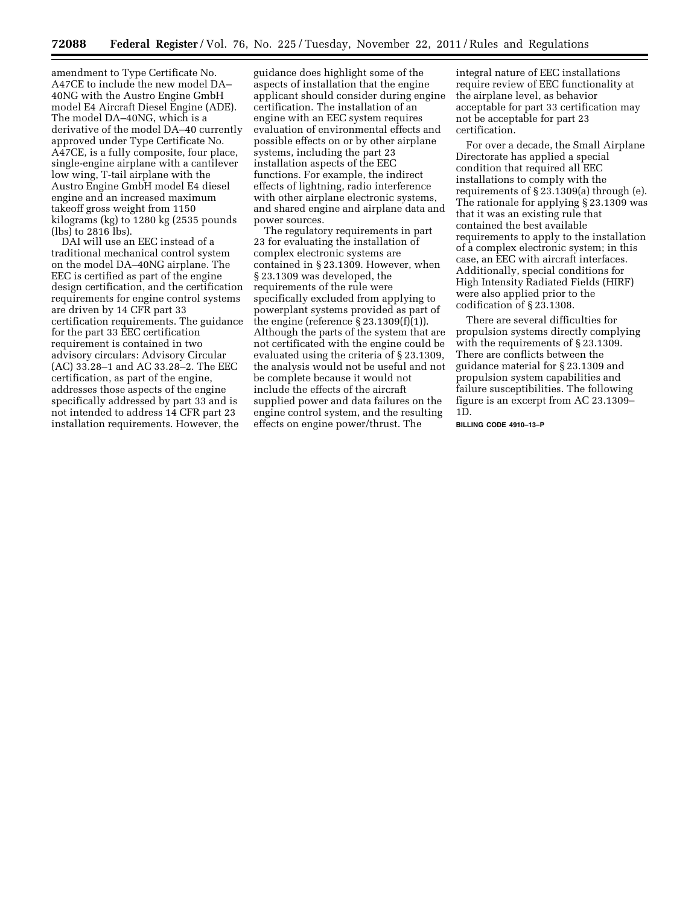amendment to Type Certificate No. A47CE to include the new model DA–40NG with the Austro Engine GmbH model E4 Aircraft Diesel Engine (ADE). The model DA–40NG, which is a derivative of the model DA–40 currently approved under Type Certificate No. A47CE, is a fully composite, four place, single-engine airplane with a cantilever low wing, T-tail airplane with the Austro Engine GmbH model E4 diesel engine and an increased maximum takeoff gross weight from 1150 kilograms (kg) to 1280 kg (2535 pounds (lbs) to 2816 lbs).

DAI will use an EEC instead of a traditional mechanical control system on the model DA–40NG airplane. The EEC is certified as part of the engine design certification, and the certification requirements for engine control systems are driven by 14 CFR part 33 certification requirements. The guidance for the part 33 EEC certification requirement is contained in two advisory circulars: Advisory Circular (AC) 33.28–1 and AC 33.28–2. The EEC certification, as part of the engine, addresses those aspects of the engine specifically addressed by part 33 and is not intended to address 14 CFR part 23 installation requirements. However, the guidance does highlight some of the aspects of installation that the engine applicant should consider during engine certification. The installation of an engine with an EEC system requires evaluation of environmental effects and possible effects on or by other airplane systems, including the part 23 installation aspects of the EEC functions. For example, the indirect effects of lightning, radio interference with other airplane electronic systems, and shared engine and airplane data and power sources.

The regulatory requirements in part 23 for evaluating the installation of complex electronic systems are contained in § 23.1309. However, when § 23.1309 was developed, the requirements of the rule were specifically excluded from applying to powerplant systems provided as part of the engine (reference § 23.1309(f)(1)). Although the parts of the system that are not certificated with the engine could be evaluated using the criteria of § 23.1309, the analysis would not be useful and not be complete because it would not include the effects of the aircraft supplied power and data failures on the engine control system, and the resulting effects on engine power/thrust. The integral nature of EEC installations require review of EEC functionality at the airplane level, as behavior acceptable for part 33 certification may not be acceptable for part 23 certification.

For over a decade, the Small Airplane Directorate has applied a special condition that required all EEC installations to comply with the requirements of § 23.1309(a) through (e). The rationale for applying § 23.1309 was that it was an existing rule that contained the best available requirements to apply to the installation of a complex electronic system; in this case, an EEC with aircraft interfaces. Additionally, special conditions for High Intensity Radiated Fields (HIRF) were also applied prior to the codification of § 23.1308.

There are several difficulties for propulsion systems directly complying with the requirements of § 23.1309. There are conflicts between the guidance material for § 23.1309 and propulsion system capabilities and failure susceptibilities. The following figure is an excerpt from AC 23.1309–1D.

BILLING CODE 4910–13–P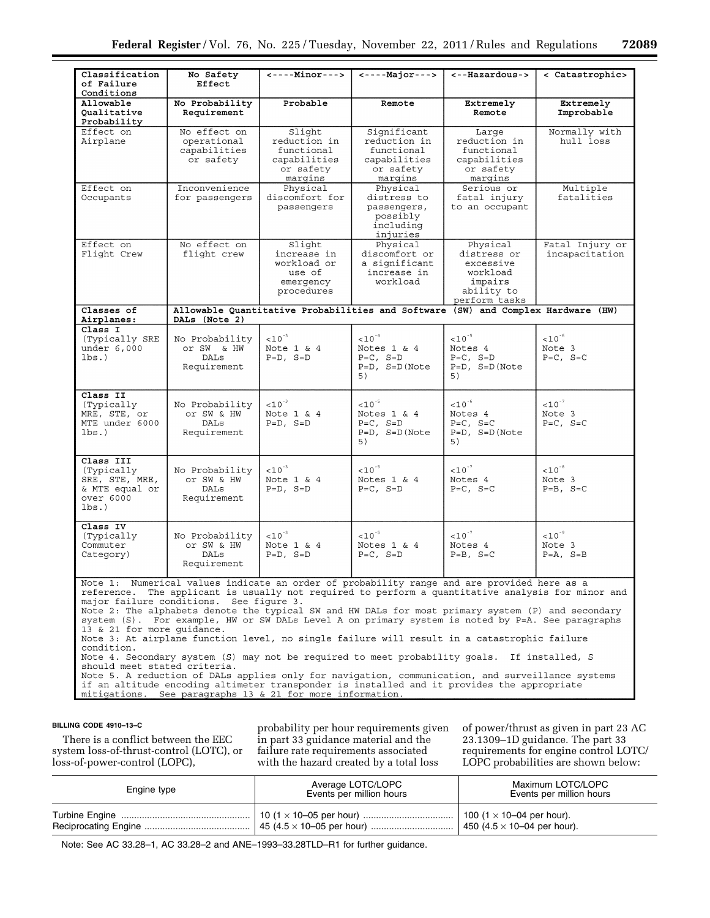| Classification of Failure Conditions | No Safety Effect | <----Minor---> | <----Major---> | <--Hazardous-> | < Catastrophic> |
|---|---|---|---|---|---|
| Allowable Qualitative Probability | No Probability Requirement | Probable | Remote | Extremely Remote | Extremely Improbable |
| Effect on Airplane | No effect on operational capabilities or safety | Slight reduction in functional capabilities or safety margins | Significant reduction in functional capabilities or safety margins | Large reduction in functional capabilities or safety margins | Normally with hull loss |
| Effect on Occupants | Inconvenience for passengers | Physical discomfort for passengers | Physical distress to passengers, possibly including injuries | Serious or fatal injury to an occupant | Multiple fatalities |
| Effect on Flight Crew | No effect on flight crew | Slight increase in workload or use of emergency procedures | Physical discomfort or a significant increase in workload | Physical distress or excessive workload impairs ability to perform tasks | Fatal Injury or incapacitation |
| **Classes of Airplanes:** | **Allowable Quantitative Probabilities and Software (SW) and Complex Hardware (HW) DALs (Note 2)** | | | | |
| **Class I** (Typically SRE under 6,000 lbs.) | No Probability or SW & HW DALs Requirement | $<10^{-3}$ Note 1 & 4 P=D, S=D | $<10^{-4}$ Notes 1 & 4 P=C, S=D P=D, S=D(Note 5) | $<10^{-5}$ Notes 4 P=C, S=D P=D, S=D(Note 5) | $<10^{-6}$ Note 3 P=C, S=C |
| **Class II** (Typically MRE, STE, or MTE under 6000 lbs.) | No Probability or SW & HW DALs Requirement | $<10^{-3}$ Note 1 & 4 P=D, S=D | $<10^{-5}$ Notes 1 & 4 P=C, S=D P=D, S=D(Note 5) | $<10^{-6}$ Notes 4 P=C, S=C P=D, S=D(Note 5) | $<10^{-7}$ Note 3 P=C, S=C |
| **Class III** (Typically SRE, STE, MRE, & MTE equal or over 6000 lbs.) | No Probability or SW & HW DALs Requirement | $<10^{-3}$ Note 1 & 4 P=D, S=D | $<10^{-5}$ Notes 1 & 4 P=C, S=D | $<10^{-7}$ Notes 4 P=C, S=C | $<10^{-8}$ Note 3 P=B, S=C |
| **Class IV** (Typically Commuter Category) | No Probability or SW & HW DALs Requirement | $<10^{-3}$ Note 1 & 4 P=D, S=D | $<10^{-5}$ Notes 1 & 4 P=C, S=D | $<10^{-7}$ Notes 4 P=B, S=C | $<10^{-9}$ Note 3 P=A, S=B |

Note 1: Numerical values indicate an order of probability range and are provided here as a reference. The applicant is usually not required to perform a quantitative analysis for minor and major failure conditions. See figure 3.
Note 2: The alphabets denote the typical SW and HW DALs for most primary system (P) and secondary system (S). For example, HW or SW DALs Level A on primary system is noted by P=A. See paragraphs 13 & 21 for more guidance.
Note 3: At airplane function level, no single failure will result in a catastrophic failure condition.
Note 4. Secondary system (S) may not be required to meet probability goals. If installed, S should meet stated criteria.
Note 5. A reduction of DALs applies only for navigation, communication, and surveillance systems if an altitude encoding altimeter transponder is installed and it provides the appropriate mitigations. See paragraphs 13 & 21 for more information.

**BILLING CODE 4910–13–C**

There is a conflict between the EEC system loss-of-thrust-control (LOTC), or loss-of-power-control (LOPC), probability per hour requirements given in part 33 guidance material and the failure rate requirements associated with the hazard created by a total loss of power/thrust as given in part 23 AC 23.1309–1D guidance. The part 33 requirements for engine control LOTC/LOPC probabilities are shown below:

| Engine type | Average LOTC/LOPC Events per million hours | Maximum LOTC/LOPC Events per million hours |
|---|---|---|
| Turbine Engine | 10 (1 × 10–05 per hour) | 100 (1 × 10–04 per hour). |
| Reciprocating Engine | 45 (4.5 × 10–05 per hour) | 450 (4.5 × 10–04 per hour). |

Note: See AC 33.28–1, AC 33.28–2 and ANE–1993–33.28TLD–R1 for further guidance.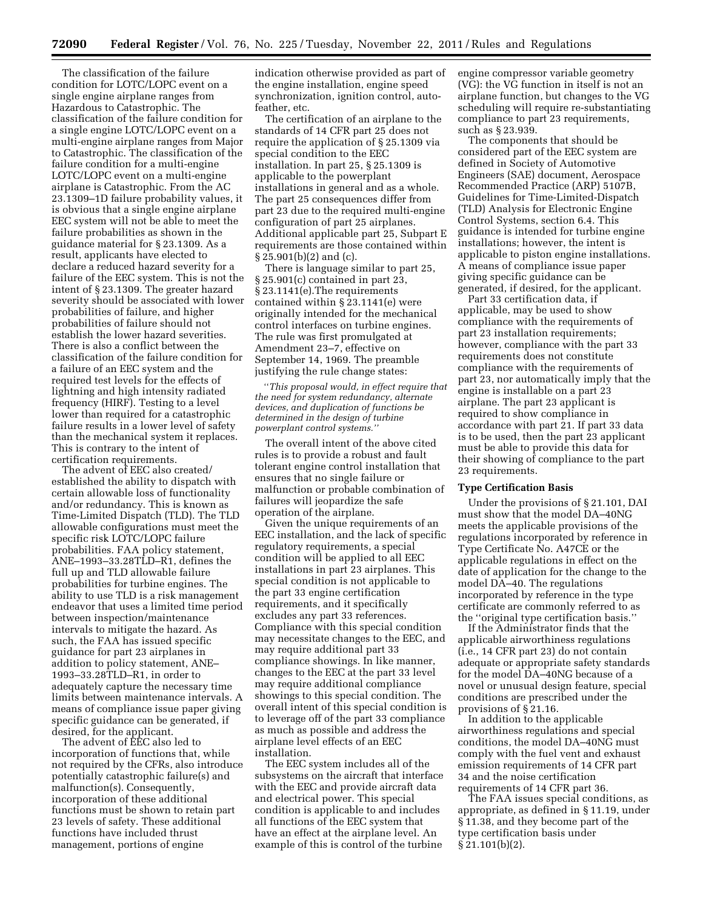The classification of the failure condition for LOTC/LOPC event on a single engine airplane ranges from Hazardous to Catastrophic. The classification of the failure condition for a single engine LOTC/LOPC event on a multi-engine airplane ranges from Major to Catastrophic. The classification of the failure condition for a multi-engine LOTC/LOPC event on a multi-engine airplane is Catastrophic. From the AC 23.1309–1D failure probability values, it is obvious that a single engine airplane EEC system will not be able to meet the failure probabilities as shown in the guidance material for § 23.1309. As a result, applicants have elected to declare a reduced hazard severity for a failure of the EEC system. This is not the intent of § 23.1309. The greater hazard severity should be associated with lower probabilities of failure, and higher probabilities of failure should not establish the lower hazard severities. There is also a conflict between the classification of the failure condition for a failure of an EEC system and the required test levels for the effects of lightning and high intensity radiated frequency (HIRF). Testing to a level lower than required for a catastrophic failure results in a lower level of safety than the mechanical system it replaces. This is contrary to the intent of certification requirements.

The advent of EEC also created/established the ability to dispatch with certain allowable loss of functionality and/or redundancy. This is known as Time-Limited Dispatch (TLD). The TLD allowable configurations must meet the specific risk LOTC/LOPC failure probabilities. FAA policy statement, ANE–1993–33.28TLD–R1, defines the full up and TLD allowable failure probabilities for turbine engines. The ability to use TLD is a risk management endeavor that uses a limited time period between inspection/maintenance intervals to mitigate the hazard. As such, the FAA has issued specific guidance for part 23 airplanes in addition to policy statement, ANE–1993–33.28TLD–R1, in order to adequately capture the necessary time limits between maintenance intervals. A means of compliance issue paper giving specific guidance can be generated, if desired, for the applicant.

The advent of EEC also led to incorporation of functions that, while not required by the CFRs, also introduce potentially catastrophic failure(s) and malfunction(s). Consequently, incorporation of these additional functions must be shown to retain part 23 levels of safety. These additional functions have included thrust management, portions of engine indication otherwise provided as part of the engine installation, engine speed synchronization, ignition control, auto-feather, etc.

The certification of an airplane to the standards of 14 CFR part 25 does not require the application of § 25.1309 via special condition to the EEC installation. In part 25, § 25.1309 is applicable to the powerplant installations in general and as a whole. The part 25 consequences differ from part 23 due to the required multi-engine configuration of part 25 airplanes. Additional applicable part 25, Subpart E requirements are those contained within § 25.901(b)(2) and (c).

There is language similar to part 25, § 25.901(c) contained in part 23, § 23.1141(e).The requirements contained within § 23.1141(e) were originally intended for the mechanical control interfaces on turbine engines. The rule was first promulgated at Amendment 23–7, effective on September 14, 1969. The preamble justifying the rule change states:

*''This proposal would, in effect require that the need for system redundancy, alternate devices, and duplication of functions be determined in the design of turbine powerplant control systems.''*

The overall intent of the above cited rules is to provide a robust and fault tolerant engine control installation that ensures that no single failure or malfunction or probable combination of failures will jeopardize the safe operation of the airplane.

Given the unique requirements of an EEC installation, and the lack of specific regulatory requirements, a special condition will be applied to all EEC installations in part 23 airplanes. This special condition is not applicable to the part 33 engine certification requirements, and it specifically excludes any part 33 references. Compliance with this special condition may necessitate changes to the EEC, and may require additional part 33 compliance showings. In like manner, changes to the EEC at the part 33 level may require additional compliance showings to this special condition. The overall intent of this special condition is to leverage off of the part 33 compliance as much as possible and address the airplane level effects of an EEC installation.

The EEC system includes all of the subsystems on the aircraft that interface with the EEC and provide aircraft data and electrical power. This special condition is applicable to and includes all functions of the EEC system that have an effect at the airplane level. An example of this is control of the turbine engine compressor variable geometry (VG): the VG function in itself is not an airplane function, but changes to the VG scheduling will require re-substantiating compliance to part 23 requirements, such as § 23.939.

The components that should be considered part of the EEC system are defined in Society of Automotive Engineers (SAE) document, Aerospace Recommended Practice (ARP) 5107B, Guidelines for Time-Limited-Dispatch (TLD) Analysis for Electronic Engine Control Systems, section 6.4. This guidance is intended for turbine engine installations; however, the intent is applicable to piston engine installations. A means of compliance issue paper giving specific guidance can be generated, if desired, for the applicant.

Part 33 certification data, if applicable, may be used to show compliance with the requirements of part 23 installation requirements; however, compliance with the part 33 requirements does not constitute compliance with the requirements of part 23, nor automatically imply that the engine is installable on a part 23 airplane. The part 23 applicant is required to show compliance in accordance with part 21. If part 33 data is to be used, then the part 23 applicant must be able to provide this data for their showing of compliance to the part 23 requirements.

## Type Certification Basis

Under the provisions of § 21.101, DAI must show that the model DA–40NG meets the applicable provisions of the regulations incorporated by reference in Type Certificate No. A47CE or the applicable regulations in effect on the date of application for the change to the model DA–40. The regulations incorporated by reference in the type certificate are commonly referred to as the ''original type certification basis.''

If the Administrator finds that the applicable airworthiness regulations (i.e., 14 CFR part 23) do not contain adequate or appropriate safety standards for the model DA–40NG because of a novel or unusual design feature, special conditions are prescribed under the provisions of § 21.16.

In addition to the applicable airworthiness regulations and special conditions, the model DA–40NG must comply with the fuel vent and exhaust emission requirements of 14 CFR part 34 and the noise certification requirements of 14 CFR part 36.

The FAA issues special conditions, as appropriate, as defined in § 11.19, under § 11.38, and they become part of the type certification basis under § 21.101(b)(2).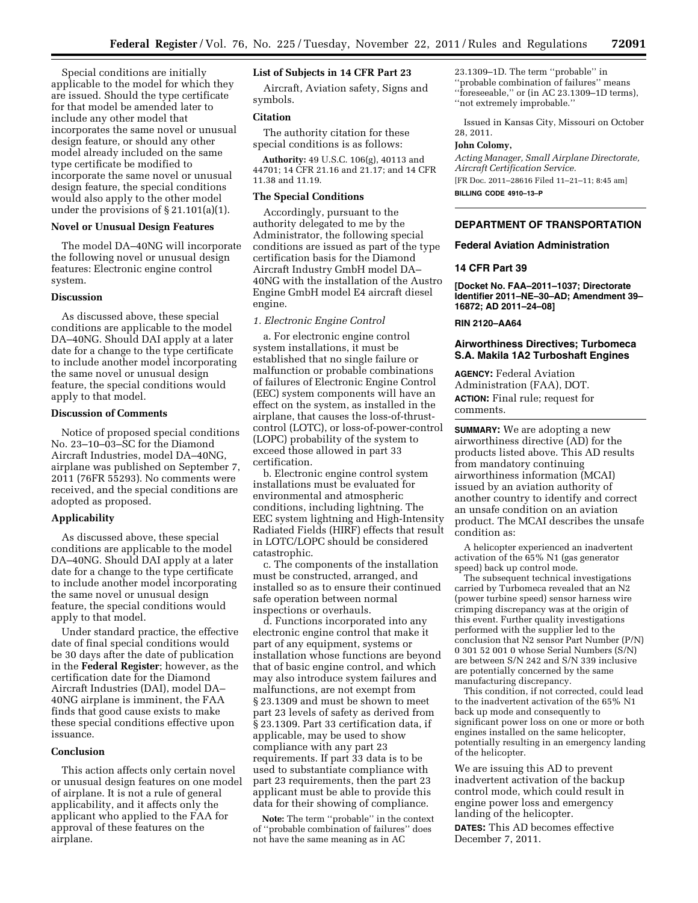Special conditions are initially applicable to the model for which they are issued. Should the type certificate for that model be amended later to include any other model that incorporates the same novel or unusual design feature, or should any other model already included on the same type certificate be modified to incorporate the same novel or unusual design feature, the special conditions would also apply to the other model under the provisions of § 21.101(a)(1).

### Novel or Unusual Design Features

The model DA–40NG will incorporate the following novel or unusual design features: Electronic engine control system.

### Discussion

As discussed above, these special conditions are applicable to the model DA–40NG. Should DAI apply at a later date for a change to the type certificate to include another model incorporating the same novel or unusual design feature, the special conditions would apply to that model.

### Discussion of Comments

Notice of proposed special conditions No. 23–10–03–SC for the Diamond Aircraft Industries, model DA–40NG, airplane was published on September 7, 2011 (76FR 55293). No comments were received, and the special conditions are adopted as proposed.

### Applicability

As discussed above, these special conditions are applicable to the model DA–40NG. Should DAI apply at a later date for a change to the type certificate to include another model incorporating the same novel or unusual design feature, the special conditions would apply to that model.

Under standard practice, the effective date of final special conditions would be 30 days after the date of publication in the **Federal Register**; however, as the certification date for the Diamond Aircraft Industries (DAI), model DA–40NG airplane is imminent, the FAA finds that good cause exists to make these special conditions effective upon issuance.

### Conclusion

This action affects only certain novel or unusual design features on one model of airplane. It is not a rule of general applicability, and it affects only the applicant who applied to the FAA for approval of these features on the airplane.

### List of Subjects in 14 CFR Part 23

Aircraft, Aviation safety, Signs and symbols.

### Citation

The authority citation for these special conditions is as follows:

**Authority:** 49 U.S.C. 106(g), 40113 and 44701; 14 CFR 21.16 and 21.17; and 14 CFR 11.38 and 11.19.

### The Special Conditions

Accordingly, pursuant to the authority delegated to me by the Administrator, the following special conditions are issued as part of the type certification basis for the Diamond Aircraft Industry GmbH model DA–40NG with the installation of the Austro Engine GmbH model E4 aircraft diesel engine.

*1. Electronic Engine Control*

a. For electronic engine control system installations, it must be established that no single failure or malfunction or probable combinations of failures of Electronic Engine Control (EEC) system components will have an effect on the system, as installed in the airplane, that causes the loss-of-thrust-control (LOTC), or loss-of-power-control (LOPC) probability of the system to exceed those allowed in part 33 certification.

b. Electronic engine control system installations must be evaluated for environmental and atmospheric conditions, including lightning. The EEC system lightning and High-Intensity Radiated Fields (HIRF) effects that result in LOTC/LOPC should be considered catastrophic.

c. The components of the installation must be constructed, arranged, and installed so as to ensure their continued safe operation between normal inspections or overhauls.

d. Functions incorporated into any electronic engine control that make it part of any equipment, systems or installation whose functions are beyond that of basic engine control, and which may also introduce system failures and malfunctions, are not exempt from § 23.1309 and must be shown to meet part 23 levels of safety as derived from § 23.1309. Part 33 certification data, if applicable, may be used to show compliance with any part 23 requirements. If part 33 data is to be used to substantiate compliance with part 23 requirements, then the part 23 applicant must be able to provide this data for their showing of compliance.

**Note:** The term ''probable'' in the context of ''probable combination of failures'' does not have the same meaning as in AC 23.1309–1D. The term ''probable'' in ''probable combination of failures'' means ''foreseeable,'' or (in AC 23.1309–1D terms), ''not extremely improbable.''

Issued in Kansas City, Missouri on October 28, 2011.

**John Colomy,**

*Acting Manager, Small Airplane Directorate, Aircraft Certification Service.*

[FR Doc. 2011–28616 Filed 11–21–11; 8:45 am]

**BILLING CODE 4910–13–P**

---

## DEPARTMENT OF TRANSPORTATION

### Federal Aviation Administration

### 14 CFR Part 39

**[Docket No. FAA–2011–1037; Directorate Identifier 2011–NE–30–AD; Amendment 39–16872; AD 2011–24–08]**

**RIN 2120–AA64**

## Airworthiness Directives; Turbomeca S.A. Makila 1A2 Turboshaft Engines

**AGENCY:** Federal Aviation Administration (FAA), DOT.

**ACTION:** Final rule; request for comments.

**SUMMARY:** We are adopting a new airworthiness directive (AD) for the products listed above. This AD results from mandatory continuing airworthiness information (MCAI) issued by an aviation authority of another country to identify and correct an unsafe condition on an aviation product. The MCAI describes the unsafe condition as:

> A helicopter experienced an inadvertent activation of the 65% N1 (gas generator speed) back up control mode.
>
> The subsequent technical investigations carried by Turbomeca revealed that an N2 (power turbine speed) sensor harness wire crimping discrepancy was at the origin of this event. Further quality investigations performed with the supplier led to the conclusion that N2 sensor Part Number (P/N) 0 301 52 001 0 whose Serial Numbers (S/N) are between S/N 242 and S/N 339 inclusive are potentially concerned by the same manufacturing discrepancy.
>
> This condition, if not corrected, could lead to the inadvertent activation of the 65% N1 back up mode and consequently to significant power loss on one or more or both engines installed on the same helicopter, potentially resulting in an emergency landing of the helicopter.

We are issuing this AD to prevent inadvertent activation of the backup control mode, which could result in engine power loss and emergency landing of the helicopter.

**DATES:** This AD becomes effective December 7, 2011.